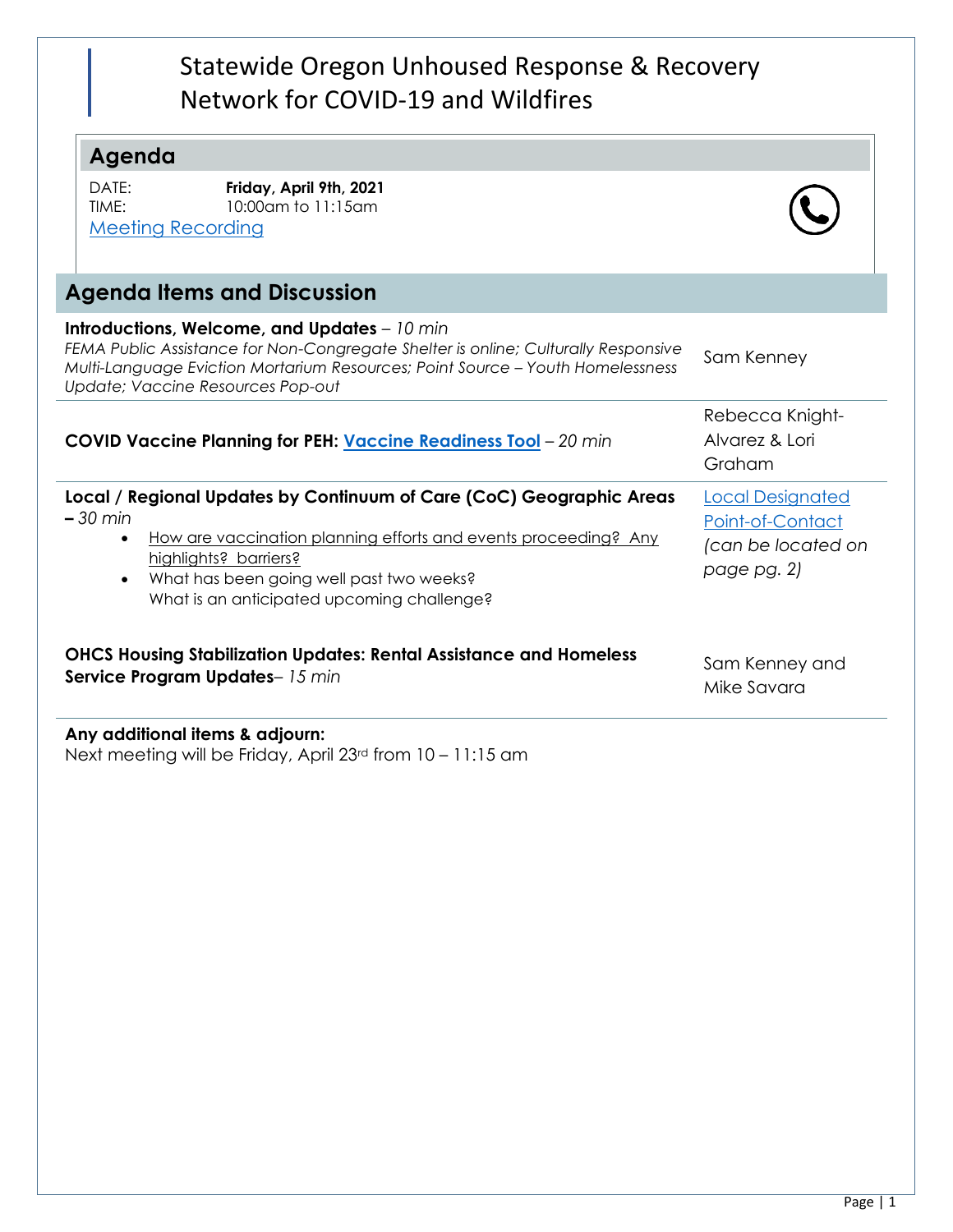# Statewide Oregon Unhoused Response & Recovery Network for COVID-19 and Wildfires

## Agenda

DATE: **Friday, April 9th, 2021**
TIME: 10:00am to 11:15am
Meeting Recording

## Agenda Items and Discussion

| Item | Presenter |
|---|---|
| **Introductions, Welcome, and Updates** – *10 min*<br>*FEMA Public Assistance for Non-Congregate Shelter is online; Culturally Responsive Multi-Language Eviction Mortarium Resources; Point Source – Youth Homelessness Update; Vaccine Resources Pop-out* | Sam Kenney |
| **COVID Vaccine Planning for PEH: Vaccine Readiness Tool** – *20 min* | Rebecca Knight-Alvarez & Lori Graham |
| **Local / Regional Updates by Continuum of Care (CoC) Geographic Areas – *30 min***<br>• How are vaccination planning efforts and events proceeding? Any highlights? barriers?<br>• What has been going well past two weeks? What is an anticipated upcoming challenge? | Local Designated Point-of-Contact *(can be located on page pg. 2)* |
| **OHCS Housing Stabilization Updates: Rental Assistance and Homeless Service Program Updates**– *15 min* | Sam Kenney and Mike Savara |

**Any additional items & adjourn:**
Next meeting will be Friday, April 23rd from 10 – 11:15 am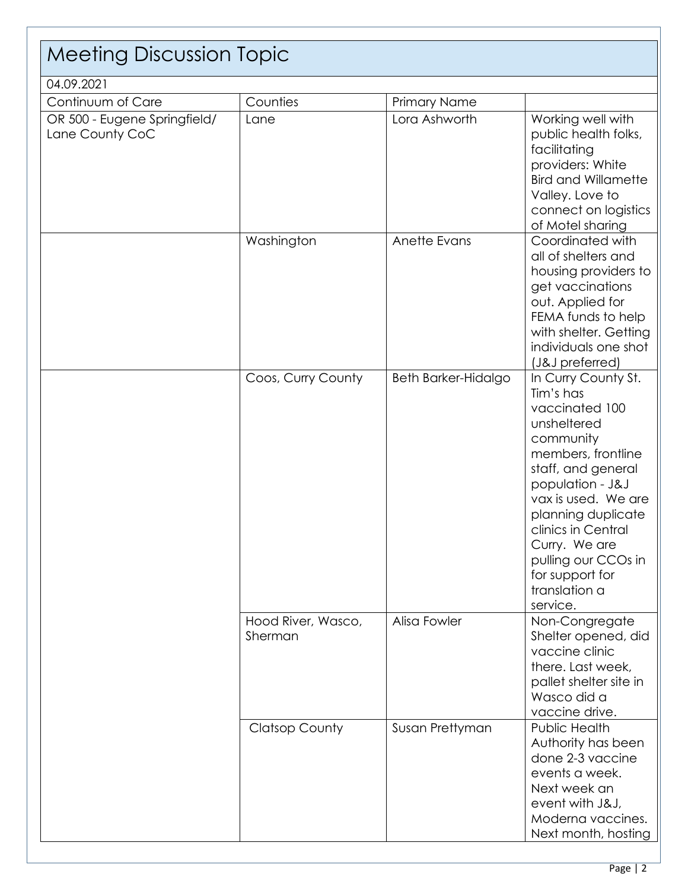# Meeting Discussion Topic

04.09.2021

| Continuum of Care | Counties | Primary Name | |
|---|---|---|---|
| OR 500 - Eugene Springfield/ Lane County CoC | Lane | Lora Ashworth | Working well with public health folks, facilitating providers: White Bird and Willamette Valley. Love to connect on logistics of Motel sharing |
| | Washington | Anette Evans | Coordinated with all of shelters and housing providers to get vaccinations out. Applied for FEMA funds to help with shelter. Getting individuals one shot (J&J preferred) |
| | Coos, Curry County | Beth Barker-Hidalgo | In Curry County St. Tim's has vaccinated 100 unsheltered community members, frontline staff, and general population - J&J vax is used. We are planning duplicate clinics in Central Curry. We are pulling our CCOs in for support for translation a service. |
| | Hood River, Wasco, Sherman | Alisa Fowler | Non-Congregate Shelter opened, did vaccine clinic there. Last week, pallet shelter site in Wasco did a vaccine drive. |
| | Clatsop County | Susan Prettyman | Public Health Authority has been done 2-3 vaccine events a week. Next week an event with J&J, Moderna vaccines. Next month, hosting |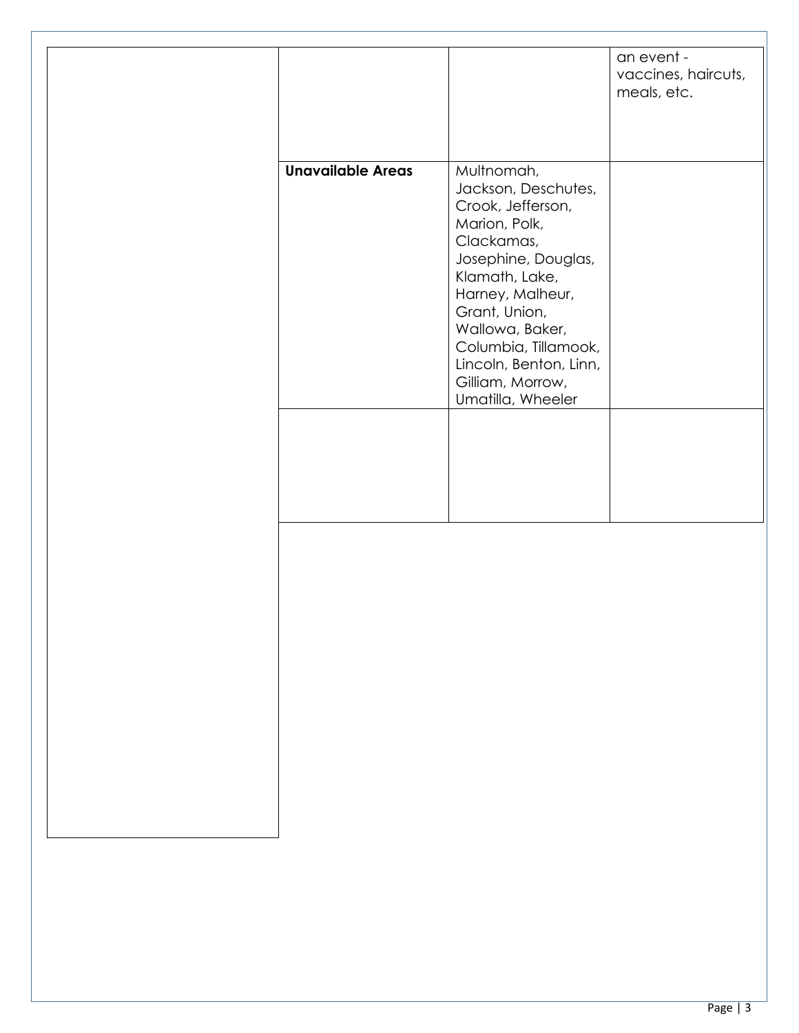| | | | |
|---|---|---|---|
| | | | an event - vaccines, haircuts, meals, etc. |
| | **Unavailable Areas** | Multnomah, Jackson, Deschutes, Crook, Jefferson, Marion, Polk, Clackamas, Josephine, Douglas, Klamath, Lake, Harney, Malheur, Grant, Union, Wallowa, Baker, Columbia, Tillamook, Lincoln, Benton, Linn, Gilliam, Morrow, Umatilla, Wheeler | |
| | | | |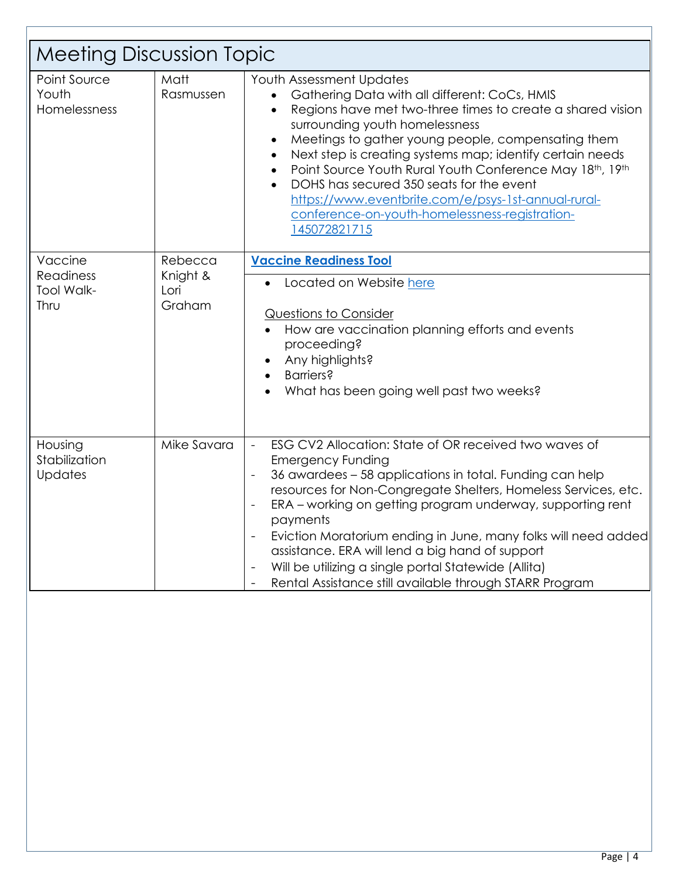| Meeting Discussion Topic | | |
|---|---|---|
| Point Source Youth Homelessness | Matt Rasmussen | Youth Assessment Updates<br>• Gathering Data with all different: CoCs, HMIS<br>• Regions have met two-three times to create a shared vision surrounding youth homelessness<br>• Meetings to gather young people, compensating them<br>• Next step is creating systems map; identify certain needs<br>• Point Source Youth Rural Youth Conference May 18th, 19th<br>• DOHS has secured 350 seats for the event [https://www.eventbrite.com/e/psys-1st-annual-rural-conference-on-youth-homelessness-registration-145072821715](https://www.eventbrite.com/e/psys-1st-annual-rural-conference-on-youth-homelessness-registration-145072821715) |
| Vaccine Readiness Tool Walk-Thru | Rebecca Knight & Lori Graham | **Vaccine Readiness Tool**<br>• Located on Website here<br><br>Questions to Consider<br>• How are vaccination planning efforts and events proceeding?<br>• Any highlights?<br>• Barriers?<br>• What has been going well past two weeks? |
| Housing Stabilization Updates | Mike Savara | - ESG CV2 Allocation: State of OR received two waves of Emergency Funding<br>- 36 awardees – 58 applications in total. Funding can help resources for Non-Congregate Shelters, Homeless Services, etc.<br>- ERA – working on getting program underway, supporting rent payments<br>- Eviction Moratorium ending in June, many folks will need added assistance. ERA will lend a big hand of support<br>- Will be utilizing a single portal Statewide (Allita)<br>- Rental Assistance still available through STARR Program |